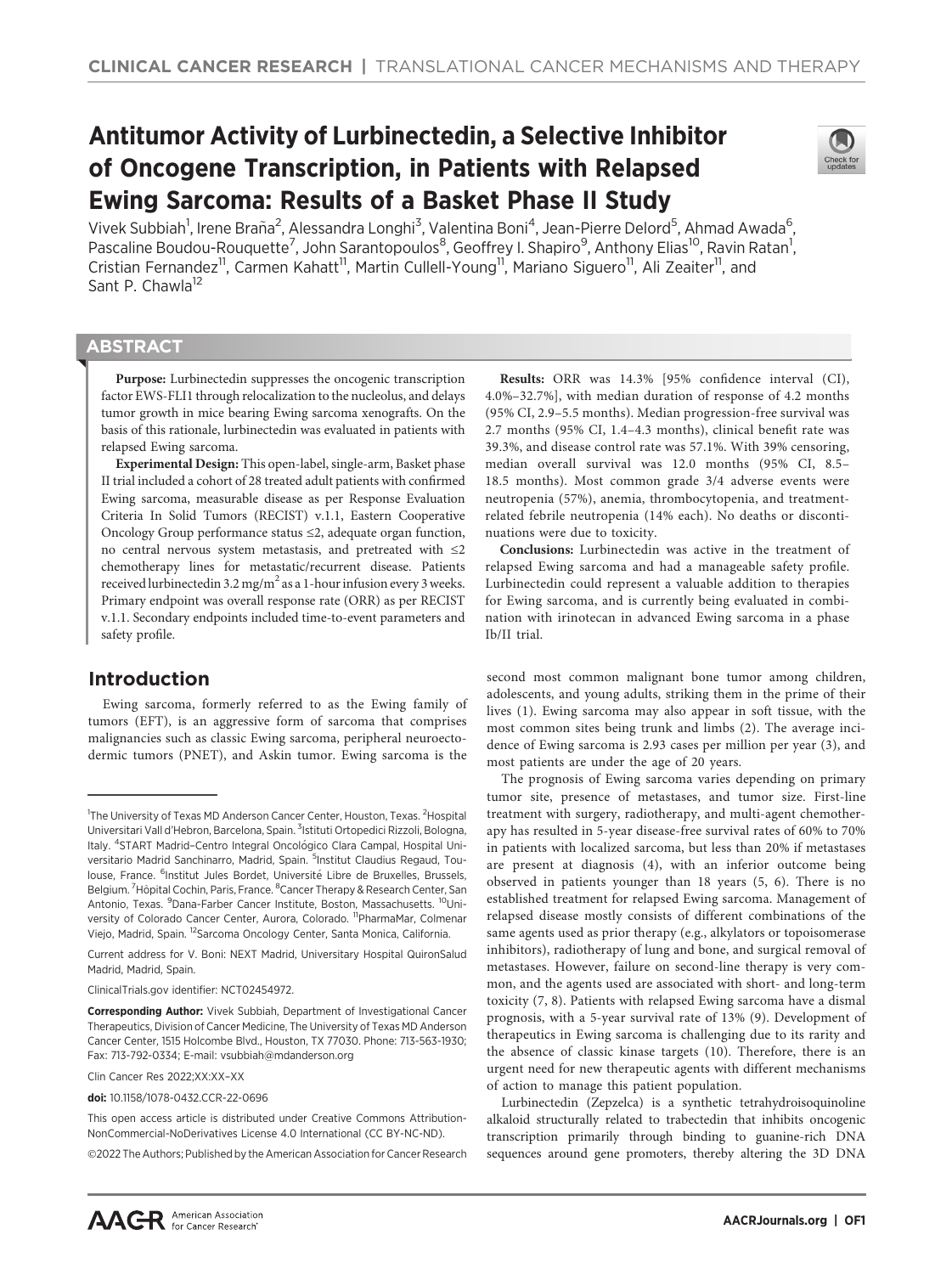CLINICAL CANCER RESEARCH | TRANSLATIONAL CANCER MECHANISMS AND THERAPY

# Antitumor Activity of Lurbinectedin, a Selective Inhibitor of Oncogene Transcription, in Patients with Relapsed Ewing Sarcoma: Results of a Basket Phase II Study

Vivek Subbiah[1], Irene Braña[2], Alessandra Longhi[3], Valentina Boni[4], Jean-Pierre Delord[5], Ahmad Awada[6], Pascaline Boudou-Rouquette[7], John Sarantopoulos[8], Geoffrey I. Shapiro[9], Anthony Elias[10], Ravin Ratan[1], Cristian Fernandez[11], Carmen Kahatt[11], Martin Cullell-Young[11], Mariano Siguero[11], Ali Zeaiter[11], and Sant P. Chawla[12]

## ABSTRACT

**Purpose:** Lurbinectedin suppresses the oncogenic transcription factor EWS-FLI1 through relocalization to the nucleolus, and delays tumor growth in mice bearing Ewing sarcoma xenografts. On the basis of this rationale, lurbinectedin was evaluated in patients with relapsed Ewing sarcoma.

**Experimental Design:** This open-label, single-arm, Basket phase II trial included a cohort of 28 treated adult patients with confirmed Ewing sarcoma, measurable disease as per Response Evaluation Criteria In Solid Tumors (RECIST) v.1.1, Eastern Cooperative Oncology Group performance status ≤2, adequate organ function, no central nervous system metastasis, and pretreated with ≤2 chemotherapy lines for metastatic/recurrent disease. Patients received lurbinectedin 3.2 mg/m$^2$ as a 1-hour infusion every 3 weeks. Primary endpoint was overall response rate (ORR) as per RECIST v.1.1. Secondary endpoints included time-to-event parameters and safety profile.

**Results:** ORR was 14.3% [95% confidence interval (CI), 4.0%–32.7%], with median duration of response of 4.2 months (95% CI, 2.9–5.5 months). Median progression-free survival was 2.7 months (95% CI, 1.4–4.3 months), clinical benefit rate was 39.3%, and disease control rate was 57.1%. With 39% censoring, median overall survival was 12.0 months (95% CI, 8.5–18.5 months). Most common grade 3/4 adverse events were neutropenia (57%), anemia, thrombocytopenia, and treatment-related febrile neutropenia (14% each). No deaths or discontinuations were due to toxicity.

**Conclusions:** Lurbinectedin was active in the treatment of relapsed Ewing sarcoma and had a manageable safety profile. Lurbinectedin could represent a valuable addition to therapies for Ewing sarcoma, and is currently being evaluated in combination with irinotecan in advanced Ewing sarcoma in a phase Ib/II trial.

## Introduction

Ewing sarcoma, formerly referred to as the Ewing family of tumors (EFT), is an aggressive form of sarcoma that comprises malignancies such as classic Ewing sarcoma, peripheral neuroectodermic tumors (PNET), and Askin tumor. Ewing sarcoma is the second most common malignant bone tumor among children, adolescents, and young adults, striking them in the prime of their lives (1). Ewing sarcoma may also appear in soft tissue, with the most common sites being trunk and limbs (2). The average incidence of Ewing sarcoma is 2.93 cases per million per year (3), and most patients are under the age of 20 years.

The prognosis of Ewing sarcoma varies depending on primary tumor site, presence of metastases, and tumor size. First-line treatment with surgery, radiotherapy, and multi-agent chemotherapy has resulted in 5-year disease-free survival rates of 60% to 70% in patients with localized sarcoma, but less than 20% if metastases are present at diagnosis (4), with an inferior outcome being observed in patients younger than 18 years (5, 6). There is no established treatment for relapsed Ewing sarcoma. Management of relapsed disease mostly consists of different combinations of the same agents used as prior therapy (e.g., alkylators or topoisomerase inhibitors), radiotherapy of lung and bone, and surgical removal of metastases. However, failure on second-line therapy is very common, and the agents used are associated with short- and long-term toxicity (7, 8). Patients with relapsed Ewing sarcoma have a dismal prognosis, with a 5-year survival rate of 13% (9). Development of therapeutics in Ewing sarcoma is challenging due to its rarity and the absence of classic kinase targets (10). Therefore, there is an urgent need for new therapeutic agents with different mechanisms of action to manage this patient population.

Lurbinectedin (Zepzelca) is a synthetic tetrahydroisoquinoline alkaloid structurally related to trabectedin that inhibits oncogenic transcription primarily through binding to guanine-rich DNA sequences around gene promoters, thereby altering the 3D DNA

---

[1]The University of Texas MD Anderson Cancer Center, Houston, Texas. [2]Hospital Universitari Vall d'Hebron, Barcelona, Spain. [3]Istituti Ortopedici Rizzoli, Bologna, Italy. [4]START Madrid–Centro Integral Oncológico Clara Campal, Hospital Universitario Madrid Sanchinarro, Madrid, Spain. [5]Institut Claudius Regaud, Toulouse, France. [6]Institut Jules Bordet, Université Libre de Bruxelles, Brussels, Belgium. [7]Hôpital Cochin, Paris, France. [8]Cancer Therapy & Research Center, San Antonio, Texas. [9]Dana-Farber Cancer Institute, Boston, Massachusetts. [10]University of Colorado Cancer Center, Aurora, Colorado. [11]PharmaMar, Colmenar Viejo, Madrid, Spain. [12]Sarcoma Oncology Center, Santa Monica, California.

Current address for V. Boni: NEXT Madrid, Universitary Hospital QuironSalud Madrid, Madrid, Spain.

ClinicalTrials.gov identifier: NCT02454972.

**Corresponding Author:** Vivek Subbiah, Department of Investigational Cancer Therapeutics, Division of Cancer Medicine, The University of Texas MD Anderson Cancer Center, 1515 Holcombe Blvd., Houston, TX 77030. Phone: 713-563-1930; Fax: 713-792-0334; E-mail: vsubbiah@mdanderson.org

Clin Cancer Res 2022;XX:XX–XX

**doi:** 10.1158/1078-0432.CCR-22-0696

This open access article is distributed under Creative Commons Attribution-NonCommercial-NoDerivatives License 4.0 International (CC BY-NC-ND).

©2022 The Authors; Published by the American Association for Cancer Research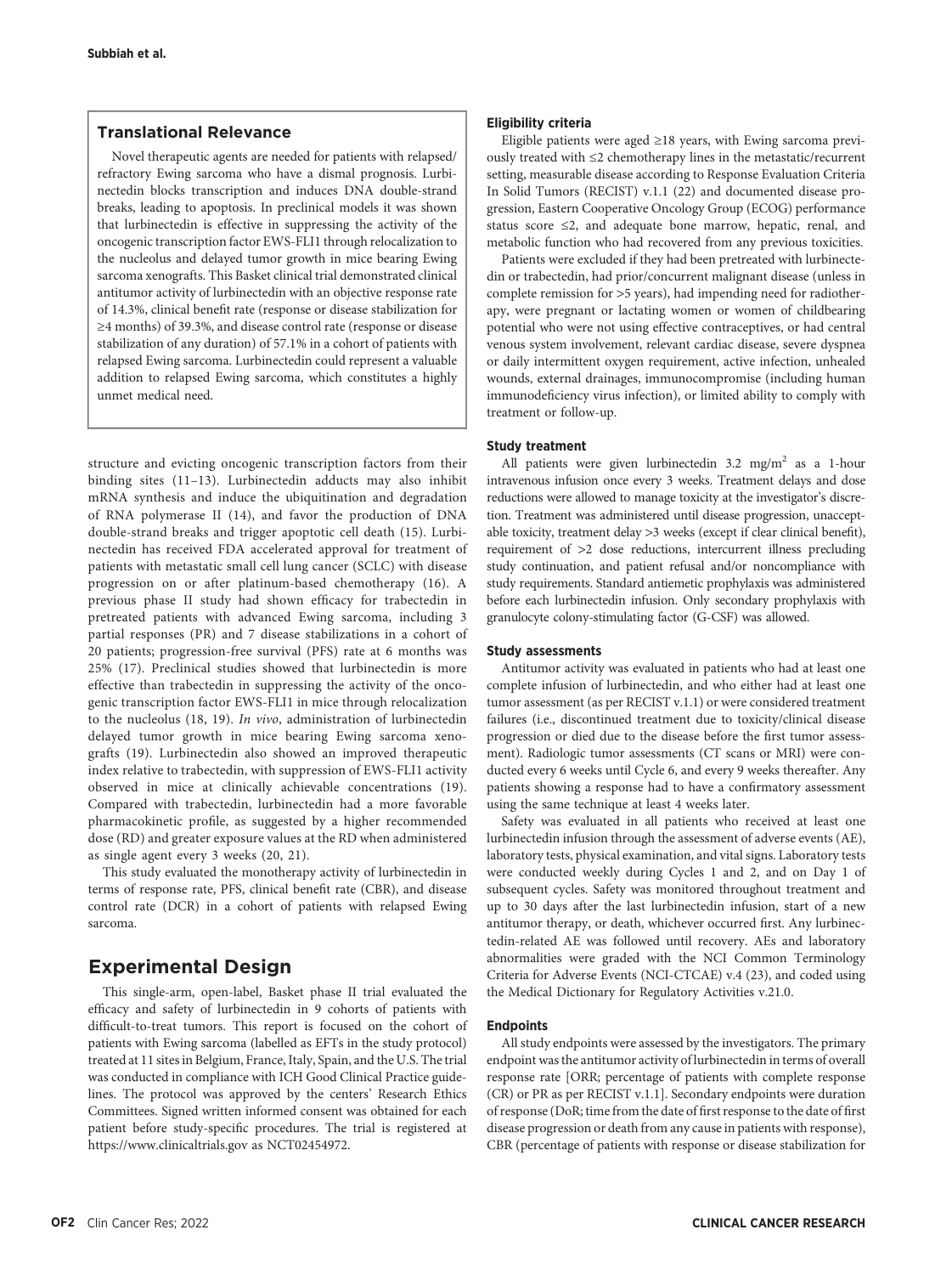## Translational Relevance

Novel therapeutic agents are needed for patients with relapsed/refractory Ewing sarcoma who have a dismal prognosis. Lurbinectedin blocks transcription and induces DNA double-strand breaks, leading to apoptosis. In preclinical models it was shown that lurbinectedin is effective in suppressing the activity of the oncogenic transcription factor EWS-FLI1 through relocalization to the nucleolus and delayed tumor growth in mice bearing Ewing sarcoma xenografts. This Basket clinical trial demonstrated clinical antitumor activity of lurbinectedin with an objective response rate of 14.3%, clinical benefit rate (response or disease stabilization for ≥4 months) of 39.3%, and disease control rate (response or disease stabilization of any duration) of 57.1% in a cohort of patients with relapsed Ewing sarcoma. Lurbinectedin could represent a valuable addition to relapsed Ewing sarcoma, which constitutes a highly unmet medical need.

structure and evicting oncogenic transcription factors from their binding sites (11–13). Lurbinectedin adducts may also inhibit mRNA synthesis and induce the ubiquitination and degradation of RNA polymerase II (14), and favor the production of DNA double-strand breaks and trigger apoptotic cell death (15). Lurbinectedin has received FDA accelerated approval for treatment of patients with metastatic small cell lung cancer (SCLC) with disease progression on or after platinum-based chemotherapy (16). A previous phase II study had shown efficacy for trabectedin in pretreated patients with advanced Ewing sarcoma, including 3 partial responses (PR) and 7 disease stabilizations in a cohort of 20 patients; progression-free survival (PFS) rate at 6 months was 25% (17). Preclinical studies showed that lurbinectedin is more effective than trabectedin in suppressing the activity of the oncogenic transcription factor EWS-FLI1 in mice through relocalization to the nucleolus (18, 19). *In vivo*, administration of lurbinectedin delayed tumor growth in mice bearing Ewing sarcoma xenografts (19). Lurbinectedin also showed an improved therapeutic index relative to trabectedin, with suppression of EWS-FLI1 activity observed in mice at clinically achievable concentrations (19). Compared with trabectedin, lurbinectedin had a more favorable pharmacokinetic profile, as suggested by a higher recommended dose (RD) and greater exposure values at the RD when administered as single agent every 3 weeks (20, 21).

This study evaluated the monotherapy activity of lurbinectedin in terms of response rate, PFS, clinical benefit rate (CBR), and disease control rate (DCR) in a cohort of patients with relapsed Ewing sarcoma.

# Experimental Design

This single-arm, open-label, Basket phase II trial evaluated the efficacy and safety of lurbinectedin in 9 cohorts of patients with difficult-to-treat tumors. This report is focused on the cohort of patients with Ewing sarcoma (labelled as EFTs in the study protocol) treated at 11 sites in Belgium, France, Italy, Spain, and the U.S. The trial was conducted in compliance with ICH Good Clinical Practice guidelines. The protocol was approved by the centers' Research Ethics Committees. Signed written informed consent was obtained for each patient before study-specific procedures. The trial is registered at https://www.clinicaltrials.gov as NCT02454972.

### Eligibility criteria

Eligible patients were aged ≥18 years, with Ewing sarcoma previously treated with ≤2 chemotherapy lines in the metastatic/recurrent setting, measurable disease according to Response Evaluation Criteria In Solid Tumors (RECIST) v.1.1 (22) and documented disease progression, Eastern Cooperative Oncology Group (ECOG) performance status score ≤2, and adequate bone marrow, hepatic, renal, and metabolic function who had recovered from any previous toxicities.

Patients were excluded if they had been pretreated with lurbinectedin or trabectedin, had prior/concurrent malignant disease (unless in complete remission for >5 years), had impending need for radiotherapy, were pregnant or lactating women or women of childbearing potential who were not using effective contraceptives, or had central venous system involvement, relevant cardiac disease, severe dyspnea or daily intermittent oxygen requirement, active infection, unhealed wounds, external drainages, immunocompromise (including human immunodeficiency virus infection), or limited ability to comply with treatment or follow-up.

### Study treatment

All patients were given lurbinectedin 3.2 mg/m$^2$ as a 1-hour intravenous infusion once every 3 weeks. Treatment delays and dose reductions were allowed to manage toxicity at the investigator's discretion. Treatment was administered until disease progression, unacceptable toxicity, treatment delay >3 weeks (except if clear clinical benefit), requirement of >2 dose reductions, intercurrent illness precluding study continuation, and patient refusal and/or noncompliance with study requirements. Standard antiemetic prophylaxis was administered before each lurbinectedin infusion. Only secondary prophylaxis with granulocyte colony-stimulating factor (G-CSF) was allowed.

### Study assessments

Antitumor activity was evaluated in patients who had at least one complete infusion of lurbinectedin, and who either had at least one tumor assessment (as per RECIST v.1.1) or were considered treatment failures (i.e., discontinued treatment due to toxicity/clinical disease progression or died due to the disease before the first tumor assessment). Radiologic tumor assessments (CT scans or MRI) were conducted every 6 weeks until Cycle 6, and every 9 weeks thereafter. Any patients showing a response had to have a confirmatory assessment using the same technique at least 4 weeks later.

Safety was evaluated in all patients who received at least one lurbinectedin infusion through the assessment of adverse events (AE), laboratory tests, physical examination, and vital signs. Laboratory tests were conducted weekly during Cycles 1 and 2, and on Day 1 of subsequent cycles. Safety was monitored throughout treatment and up to 30 days after the last lurbinectedin infusion, start of a new antitumor therapy, or death, whichever occurred first. Any lurbinectedin-related AE was followed until recovery. AEs and laboratory abnormalities were graded with the NCI Common Terminology Criteria for Adverse Events (NCI-CTCAE) v.4 (23), and coded using the Medical Dictionary for Regulatory Activities v.21.0.

### Endpoints

All study endpoints were assessed by the investigators. The primary endpoint was the antitumor activity of lurbinectedin in terms of overall response rate [ORR; percentage of patients with complete response (CR) or PR as per RECIST v.1.1]. Secondary endpoints were duration of response (DoR; time from the date of first response to the date of first disease progression or death from any cause in patients with response), CBR (percentage of patients with response or disease stabilization for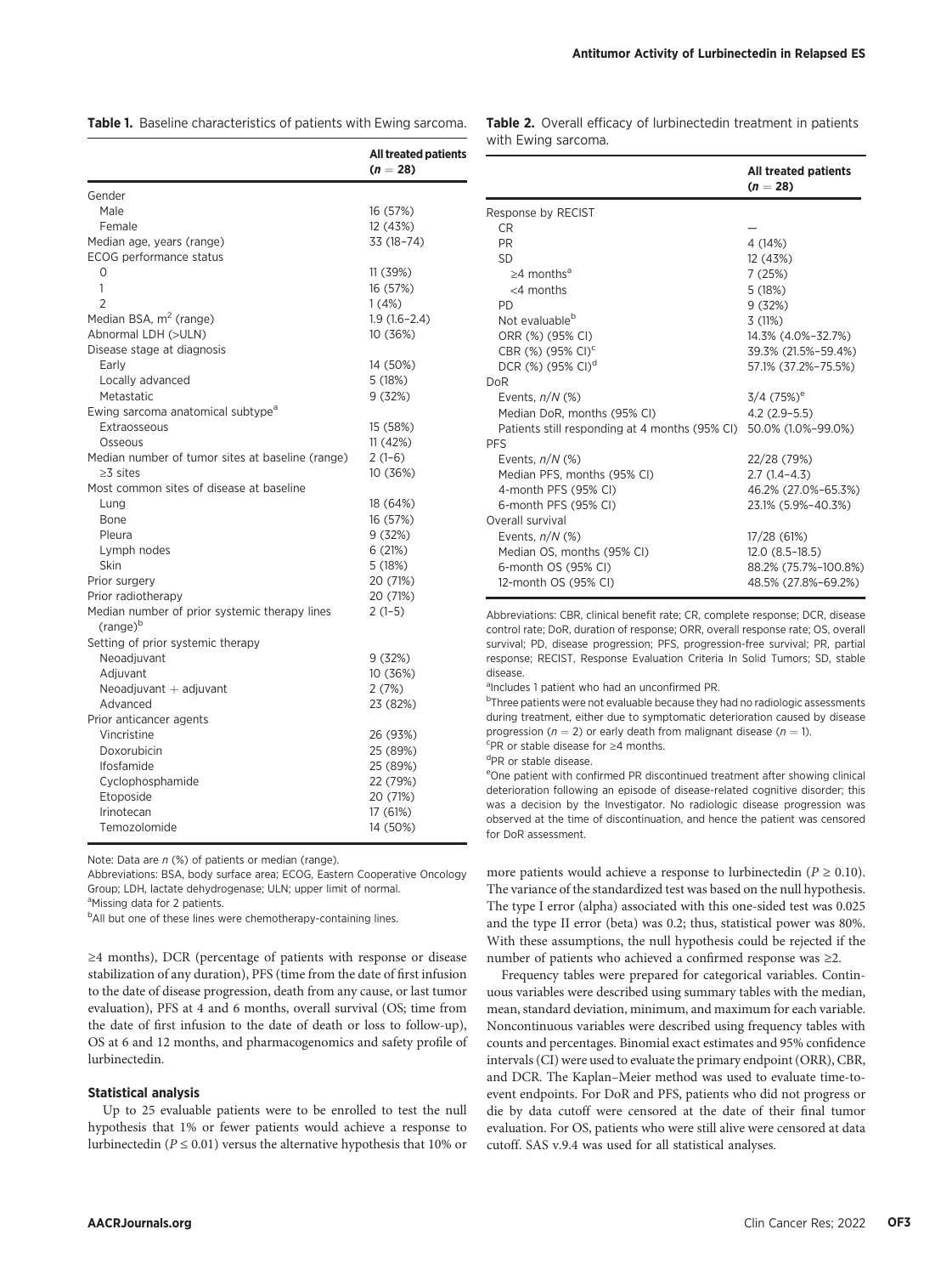**Table 1.** Baseline characteristics of patients with Ewing sarcoma.

| | All treated patients ($n = 28$) |
|---|---|
| Gender | |
| Male | 16 (57%) |
| Female | 12 (43%) |
| Median age, years (range) | 33 (18–74) |
| ECOG performance status | |
| 0 | 11 (39%) |
| 1 | 16 (57%) |
| 2 | 1 (4%) |
| Median BSA, $m^2$ (range) | 1.9 (1.6–2.4) |
| Abnormal LDH (>ULN) | 10 (36%) |
| Disease stage at diagnosis | |
| Early | 14 (50%) |
| Locally advanced | 5 (18%) |
| Metastatic | 9 (32%) |
| Ewing sarcoma anatomical subtype[a] | |
| Extraosseous | 15 (58%) |
| Osseous | 11 (42%) |
| Median number of tumor sites at baseline (range) | 2 (1–6) |
| ≥3 sites | 10 (36%) |
| Most common sites of disease at baseline | |
| Lung | 18 (64%) |
| Bone | 16 (57%) |
| Pleura | 9 (32%) |
| Lymph nodes | 6 (21%) |
| Skin | 5 (18%) |
| Prior surgery | 20 (71%) |
| Prior radiotherapy | 20 (71%) |
| Median number of prior systemic therapy lines (range)[b] | 2 (1–5) |
| Setting of prior systemic therapy | |
| Neoadjuvant | 9 (32%) |
| Adjuvant | 10 (36%) |
| Neoadjuvant + adjuvant | 2 (7%) |
| Advanced | 23 (82%) |
| Prior anticancer agents | |
| Vincristine | 26 (93%) |
| Doxorubicin | 25 (89%) |
| Ifosfamide | 25 (89%) |
| Cyclophosphamide | 22 (79%) |
| Etoposide | 20 (71%) |
| Irinotecan | 17 (61%) |
| Temozolomide | 14 (50%) |

Note: Data are *n* (%) of patients or median (range).

Abbreviations: BSA, body surface area; ECOG, Eastern Cooperative Oncology Group; LDH, lactate dehydrogenase; ULN; upper limit of normal.

[a]Missing data for 2 patients.

[b]All but one of these lines were chemotherapy-containing lines.

≥4 months), DCR (percentage of patients with response or disease stabilization of any duration), PFS (time from the date of first infusion to the date of disease progression, death from any cause, or last tumor evaluation), PFS at 4 and 6 months, overall survival (OS; time from the date of first infusion to the date of death or loss to follow-up), OS at 6 and 12 months, and pharmacogenomics and safety profile of lurbinectedin.

### Statistical analysis

Up to 25 evaluable patients were to be enrolled to test the null hypothesis that 1% or fewer patients would achieve a response to lurbinectedin ($P \leq 0.01$) versus the alternative hypothesis that 10% or more patients would achieve a response to lurbinectedin ($P \geq 0.10$). The variance of the standardized test was based on the null hypothesis. The type I error (alpha) associated with this one-sided test was 0.025 and the type II error (beta) was 0.2; thus, statistical power was 80%. With these assumptions, the null hypothesis could be rejected if the number of patients who achieved a confirmed response was ≥2.

Frequency tables were prepared for categorical variables. Continuous variables were described using summary tables with the median, mean, standard deviation, minimum, and maximum for each variable. Noncontinuous variables were described using frequency tables with counts and percentages. Binomial exact estimates and 95% confidence intervals (CI) were used to evaluate the primary endpoint (ORR), CBR, and DCR. The Kaplan–Meier method was used to evaluate time-to-event endpoints. For DoR and PFS, patients who did not progress or die by data cutoff were censored at the date of their final tumor evaluation. For OS, patients who were still alive were censored at data cutoff. SAS v.9.4 was used for all statistical analyses.

**Table 2.** Overall efficacy of lurbinectedin treatment in patients with Ewing sarcoma.

| | All treated patients ($n = 28$) |
|---|---|
| Response by RECIST | |
| CR | — |
| PR | 4 (14%) |
| SD | 12 (43%) |
| ≥4 months[a] | 7 (25%) |
| <4 months | 5 (18%) |
| PD | 9 (32%) |
| Not evaluable[b] | 3 (11%) |
| ORR (%) (95% CI) | 14.3% (4.0%–32.7%) |
| CBR (%) (95% CI)[c] | 39.3% (21.5%–59.4%) |
| DCR (%) (95% CI)[d] | 57.1% (37.2%–75.5%) |
| DoR | |
| Events, *n/N* (%) | 3/4 (75%)[e] |
| Median DoR, months (95% CI) | 4.2 (2.9–5.5) |
| Patients still responding at 4 months (95% CI) | 50.0% (1.0%–99.0%) |
| PFS | |
| Events, *n/N* (%) | 22/28 (79%) |
| Median PFS, months (95% CI) | 2.7 (1.4–4.3) |
| 4-month PFS (95% CI) | 46.2% (27.0%–65.3%) |
| 6-month PFS (95% CI) | 23.1% (5.9%–40.3%) |
| Overall survival | |
| Events, *n/N* (%) | 17/28 (61%) |
| Median OS, months (95% CI) | 12.0 (8.5–18.5) |
| 6-month OS (95% CI) | 88.2% (75.7%–100.8%) |
| 12-month OS (95% CI) | 48.5% (27.8%–69.2%) |

Abbreviations: CBR, clinical benefit rate; CR, complete response; DCR, disease control rate; DoR, duration of response; ORR, overall response rate; OS, overall survival; PD, disease progression; PFS, progression-free survival; PR, partial response; RECIST, Response Evaluation Criteria In Solid Tumors; SD, stable disease.

[a]Includes 1 patient who had an unconfirmed PR.

[b]Three patients were not evaluable because they had no radiologic assessments during treatment, either due to symptomatic deterioration caused by disease progression ($n = 2$) or early death from malignant disease ($n = 1$).

[c]PR or stable disease for ≥4 months.

[d]PR or stable disease.

[e]One patient with confirmed PR discontinued treatment after showing clinical deterioration following an episode of disease-related cognitive disorder; this was a decision by the Investigator. No radiologic disease progression was observed at the time of discontinuation, and hence the patient was censored for DoR assessment.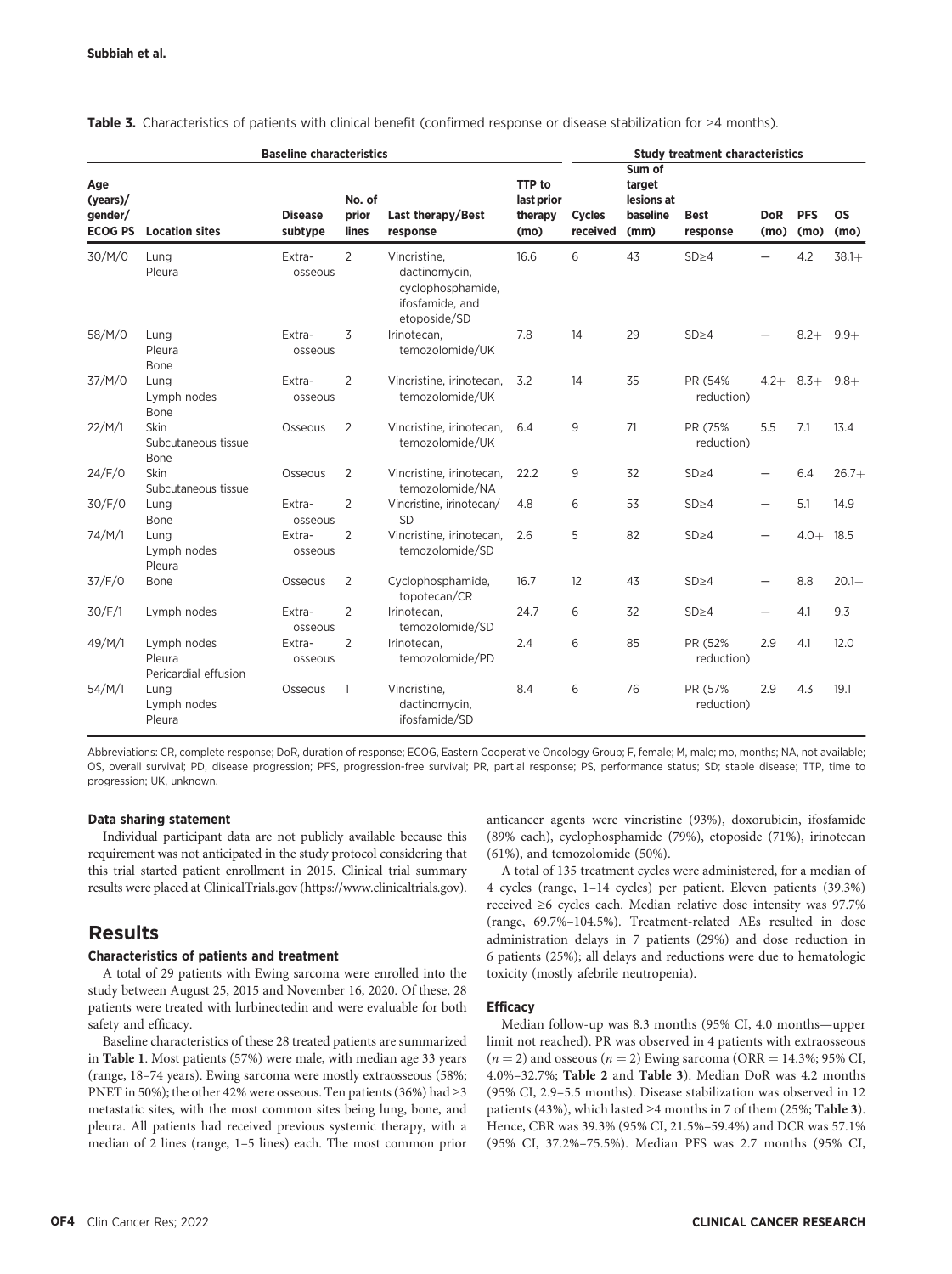**Table 3.** Characteristics of patients with clinical benefit (confirmed response or disease stabilization for ≥4 months).

| Baseline characteristics | | | | | | Study treatment characteristics | | | | | |
|---|---|---|---|---|---|---|---|---|---|---|---|
| Age (years)/ gender/ ECOG PS | Location sites | Disease subtype | No. of prior lines | Last therapy/Best response | TTP to last prior therapy (mo) | Cycles received | Sum of target lesions at baseline (mm) | Best response | DoR (mo) | PFS (mo) | OS (mo) |
| 30/M/0 | Lung Pleura | Extra-osseous | 2 | Vincristine, dactinomycin, cyclophosphamide, ifosfamide, and etoposide/SD | 16.6 | 6 | 43 | SD≥4 | — | 4.2 | 38.1+ |
| 58/M/0 | Lung Pleura Bone | Extra-osseous | 3 | Irinotecan, temozolomide/UK | 7.8 | 14 | 29 | SD≥4 | — | 8.2+ | 9.9+ |
| 37/M/0 | Lung Lymph nodes Bone | Extra-osseous | 2 | Vincristine, irinotecan, temozolomide/UK | 3.2 | 14 | 35 | PR (54% reduction) | 4.2+ | 8.3+ | 9.8+ |
| 22/M/1 | Skin Subcutaneous tissue Bone | Osseous | 2 | Vincristine, irinotecan, temozolomide/UK | 6.4 | 9 | 71 | PR (75% reduction) | 5.5 | 7.1 | 13.4 |
| 24/F/0 | Skin Subcutaneous tissue | Osseous | 2 | Vincristine, irinotecan, temozolomide/NA | 22.2 | 9 | 32 | SD≥4 | — | 6.4 | 26.7+ |
| 30/F/0 | Lung Bone | Extra-osseous | 2 | Vincristine, irinotecan/SD | 4.8 | 6 | 53 | SD≥4 | — | 5.1 | 14.9 |
| 74/M/1 | Lung Lymph nodes Pleura | Extra-osseous | 2 | Vincristine, irinotecan, temozolomide/SD | 2.6 | 5 | 82 | SD≥4 | — | 4.0+ | 18.5 |
| 37/F/0 | Bone | Osseous | 2 | Cyclophosphamide, topotecan/CR | 16.7 | 12 | 43 | SD≥4 | — | 8.8 | 20.1+ |
| 30/F/1 | Lymph nodes | Extra-osseous | 2 | Irinotecan, temozolomide/SD | 24.7 | 6 | 32 | SD≥4 | — | 4.1 | 9.3 |
| 49/M/1 | Lymph nodes Pleura Pericardial effusion | Extra-osseous | 2 | Irinotecan, temozolomide/PD | 2.4 | 6 | 85 | PR (52% reduction) | 2.9 | 4.1 | 12.0 |
| 54/M/1 | Lung Lymph nodes Pleura | Osseous | 1 | Vincristine, dactinomycin, ifosfamide/SD | 8.4 | 6 | 76 | PR (57% reduction) | 2.9 | 4.3 | 19.1 |

Abbreviations: CR, complete response; DoR, duration of response; ECOG, Eastern Cooperative Oncology Group; F, female; M, male; mo, months; NA, not available; OS, overall survival; PD, disease progression; PFS, progression-free survival; PR, partial response; PS, performance status; SD; stable disease; TTP, time to progression; UK, unknown.

#### Data sharing statement

Individual participant data are not publicly available because this requirement was not anticipated in the study protocol considering that this trial started patient enrollment in 2015. Clinical trial summary results were placed at ClinicalTrials.gov (https://www.clinicaltrials.gov).

## Results

#### Characteristics of patients and treatment

A total of 29 patients with Ewing sarcoma were enrolled into the study between August 25, 2015 and November 16, 2020. Of these, 28 patients were treated with lurbinectedin and were evaluable for both safety and efficacy.

Baseline characteristics of these 28 treated patients are summarized in **Table 1**. Most patients (57%) were male, with median age 33 years (range, 18–74 years). Ewing sarcoma were mostly extraosseous (58%; PNET in 50%); the other 42% were osseous. Ten patients (36%) had ≥3 metastatic sites, with the most common sites being lung, bone, and pleura. All patients had received previous systemic therapy, with a median of 2 lines (range, 1–5 lines) each. The most common prior anticancer agents were vincristine (93%), doxorubicin, ifosfamide (89% each), cyclophosphamide (79%), etoposide (71%), irinotecan (61%), and temozolomide (50%).

A total of 135 treatment cycles were administered, for a median of 4 cycles (range, 1–14 cycles) per patient. Eleven patients (39.3%) received ≥6 cycles each. Median relative dose intensity was 97.7% (range, 69.7%–104.5%). Treatment-related AEs resulted in dose administration delays in 7 patients (29%) and dose reduction in 6 patients (25%); all delays and reductions were due to hematologic toxicity (mostly afebrile neutropenia).

#### Efficacy

Median follow-up was 8.3 months (95% CI, 4.0 months—upper limit not reached). PR was observed in 4 patients with extraosseous ($n = 2$) and osseous ($n = 2$) Ewing sarcoma (ORR = 14.3%; 95% CI, 4.0%–32.7%; **Table 2** and **Table 3**). Median DoR was 4.2 months (95% CI, 2.9–5.5 months). Disease stabilization was observed in 12 patients (43%), which lasted ≥4 months in 7 of them (25%; **Table 3**). Hence, CBR was 39.3% (95% CI, 21.5%–59.4%) and DCR was 57.1% (95% CI, 37.2%–75.5%). Median PFS was 2.7 months (95% CI,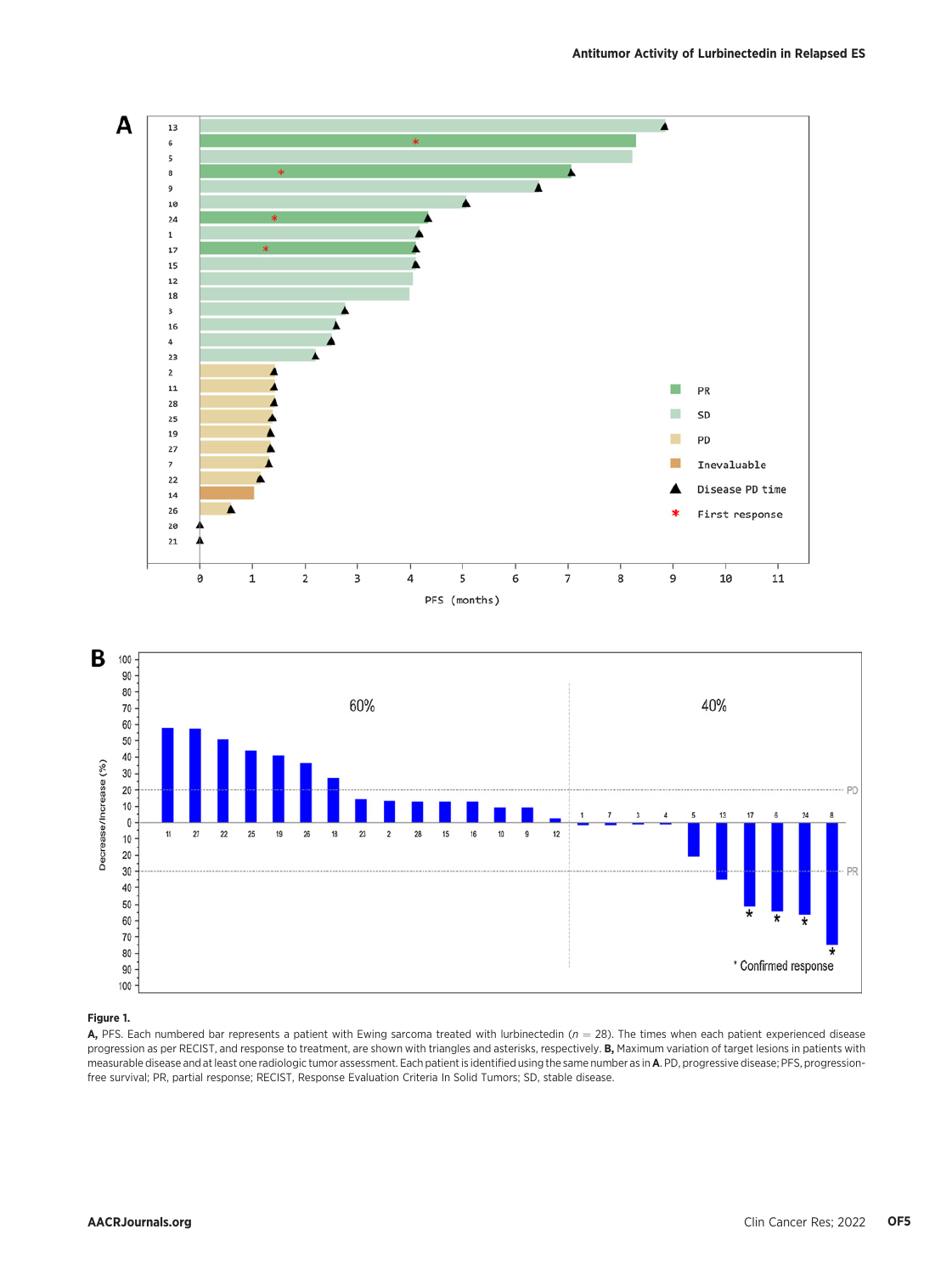**Figure 1.**

**A,** PFS. Each numbered bar represents a patient with Ewing sarcoma treated with lurbinectedin ($n = 28$). The times when each patient experienced disease progression as per RECIST, and response to treatment, are shown with triangles and asterisks, respectively. **B,** Maximum variation of target lesions in patients with measurable disease and at least one radiologic tumor assessment. Each patient is identified using the same number as in **A**. PD, progressive disease; PFS, progression-free survival; PR, partial response; RECIST, Response Evaluation Criteria In Solid Tumors; SD, stable disease.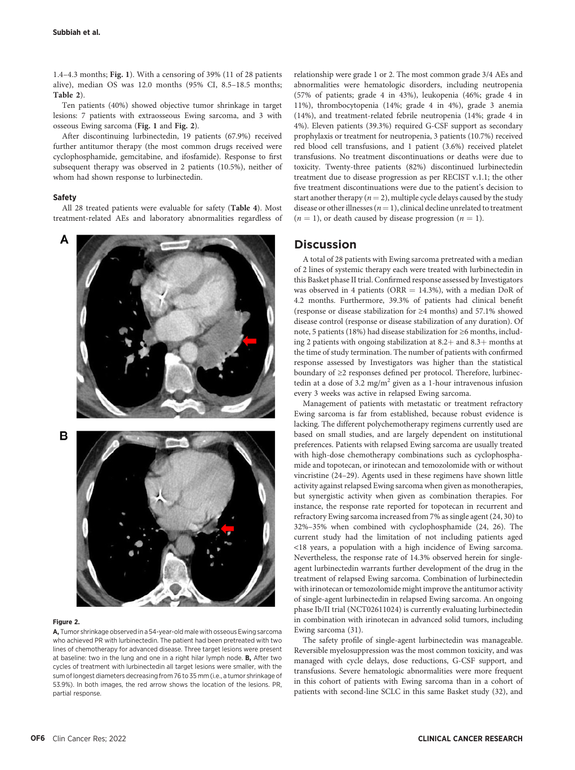1.4–4.3 months; **Fig. 1**). With a censoring of 39% (11 of 28 patients alive), median OS was 12.0 months (95% CI, 8.5–18.5 months; **Table 2**).

Ten patients (40%) showed objective tumor shrinkage in target lesions: 7 patients with extraosseous Ewing sarcoma, and 3 with osseous Ewing sarcoma (**Fig. 1** and **Fig. 2**).

After discontinuing lurbinectedin, 19 patients (67.9%) received further antitumor therapy (the most common drugs received were cyclophosphamide, gemcitabine, and ifosfamide). Response to first subsequent therapy was observed in 2 patients (10.5%), neither of whom had shown response to lurbinectedin.

### Safety

All 28 treated patients were evaluable for safety (**Table 4**). Most treatment-related AEs and laboratory abnormalities regardless of relationship were grade 1 or 2. The most common grade 3/4 AEs and abnormalities were hematologic disorders, including neutropenia (57% of patients; grade 4 in 43%), leukopenia (46%; grade 4 in 11%), thrombocytopenia (14%; grade 4 in 4%), grade 3 anemia (14%), and treatment-related febrile neutropenia (14%; grade 4 in 4%). Eleven patients (39.3%) required G-CSF support as secondary prophylaxis or treatment for neutropenia, 3 patients (10.7%) received red blood cell transfusions, and 1 patient (3.6%) received platelet transfusions. No treatment discontinuations or deaths were due to toxicity. Twenty-three patients (82%) discontinued lurbinectedin treatment due to disease progression as per RECIST v.1.1; the other five treatment discontinuations were due to the patient's decision to start another therapy ($n = 2$), multiple cycle delays caused by the study disease or other illnesses ($n = 1$), clinical decline unrelated to treatment ($n = 1$), or death caused by disease progression ($n = 1$).

**Figure 2.**

**A,** Tumor shrinkage observed in a 54-year-old male with osseous Ewing sarcoma who achieved PR with lurbinectedin. The patient had been pretreated with two lines of chemotherapy for advanced disease. Three target lesions were present at baseline: two in the lung and one in a right hilar lymph node. **B,** After two cycles of treatment with lurbinectedin all target lesions were smaller, with the sum of longest diameters decreasing from 76 to 35 mm (i.e., a tumor shrinkage of 53.9%). In both images, the red arrow shows the location of the lesions. PR, partial response.

## Discussion

A total of 28 patients with Ewing sarcoma pretreated with a median of 2 lines of systemic therapy each were treated with lurbinectedin in this Basket phase II trial. Confirmed response assessed by Investigators was observed in 4 patients (ORR = 14.3%), with a median DoR of 4.2 months. Furthermore, 39.3% of patients had clinical benefit (response or disease stabilization for ≥4 months) and 57.1% showed disease control (response or disease stabilization of any duration). Of note, 5 patients (18%) had disease stabilization for ≥6 months, including 2 patients with ongoing stabilization at 8.2+ and 8.3+ months at the time of study termination. The number of patients with confirmed response assessed by Investigators was higher than the statistical boundary of ≥2 responses defined per protocol. Therefore, lurbinectedin at a dose of 3.2 mg/m$^2$ given as a 1-hour intravenous infusion every 3 weeks was active in relapsed Ewing sarcoma.

Management of patients with metastatic or treatment refractory Ewing sarcoma is far from established, because robust evidence is lacking. The different polychemotherapy regimens currently used are based on small studies, and are largely dependent on institutional preferences. Patients with relapsed Ewing sarcoma are usually treated with high-dose chemotherapy combinations such as cyclophosphamide and topotecan, or irinotecan and temozolomide with or without vincristine (24–29). Agents used in these regimens have shown little activity against relapsed Ewing sarcoma when given as monotherapies, but synergistic activity when given as combination therapies. For instance, the response rate reported for topotecan in recurrent and refractory Ewing sarcoma increased from 7% as single agent (24, 30) to 32%–35% when combined with cyclophosphamide (24, 26). The current study had the limitation of not including patients aged <18 years, a population with a high incidence of Ewing sarcoma. Nevertheless, the response rate of 14.3% observed herein for single-agent lurbinectedin warrants further development of the drug in the treatment of relapsed Ewing sarcoma. Combination of lurbinectedin with irinotecan or temozolomide might improve the antitumor activity of single-agent lurbinectedin in relapsed Ewing sarcoma. An ongoing phase Ib/II trial (NCT02611024) is currently evaluating lurbinectedin in combination with irinotecan in advanced solid tumors, including Ewing sarcoma (31).

The safety profile of single-agent lurbinectedin was manageable. Reversible myelosuppression was the most common toxicity, and was managed with cycle delays, dose reductions, G-CSF support, and transfusions. Severe hematologic abnormalities were more frequent in this cohort of patients with Ewing sarcoma than in a cohort of patients with second-line SCLC in this same Basket study (32), and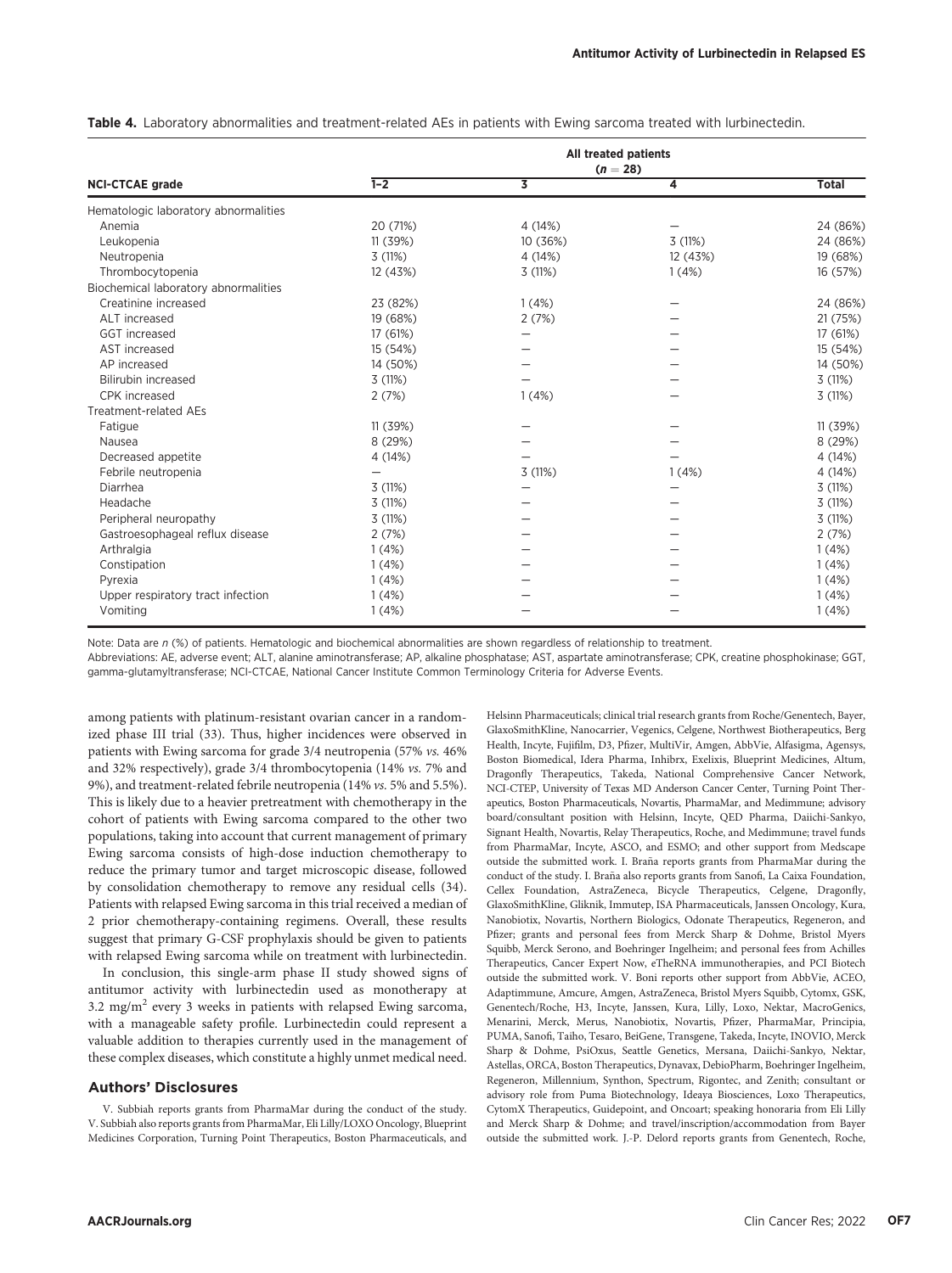**Table 4.** Laboratory abnormalities and treatment-related AEs in patients with Ewing sarcoma treated with lurbinectedin.

| NCI-CTCAE grade | All treated patients ($n = 28$) | | | |
|---|---|---|---|---|
| | 1–2 | 3 | 4 | Total |
| Hematologic laboratory abnormalities | | | | |
| Anemia | 20 (71%) | 4 (14%) | — | 24 (86%) |
| Leukopenia | 11 (39%) | 10 (36%) | 3 (11%) | 24 (86%) |
| Neutropenia | 3 (11%) | 4 (14%) | 12 (43%) | 19 (68%) |
| Thrombocytopenia | 12 (43%) | 3 (11%) | 1 (4%) | 16 (57%) |
| Biochemical laboratory abnormalities | | | | |
| Creatinine increased | 23 (82%) | 1 (4%) | — | 24 (86%) |
| ALT increased | 19 (68%) | 2 (7%) | — | 21 (75%) |
| GGT increased | 17 (61%) | — | — | 17 (61%) |
| AST increased | 15 (54%) | — | — | 15 (54%) |
| AP increased | 14 (50%) | — | — | 14 (50%) |
| Bilirubin increased | 3 (11%) | — | — | 3 (11%) |
| CPK increased | 2 (7%) | 1 (4%) | — | 3 (11%) |
| Treatment-related AEs | | | | |
| Fatigue | 11 (39%) | — | — | 11 (39%) |
| Nausea | 8 (29%) | — | — | 8 (29%) |
| Decreased appetite | 4 (14%) | — | — | 4 (14%) |
| Febrile neutropenia | — | 3 (11%) | 1 (4%) | 4 (14%) |
| Diarrhea | 3 (11%) | — | — | 3 (11%) |
| Headache | 3 (11%) | — | — | 3 (11%) |
| Peripheral neuropathy | 3 (11%) | — | — | 3 (11%) |
| Gastroesophageal reflux disease | 2 (7%) | — | — | 2 (7%) |
| Arthralgia | 1 (4%) | — | — | 1 (4%) |
| Constipation | 1 (4%) | — | — | 1 (4%) |
| Pyrexia | 1 (4%) | — | — | 1 (4%) |
| Upper respiratory tract infection | 1 (4%) | — | — | 1 (4%) |
| Vomiting | 1 (4%) | — | — | 1 (4%) |

Note: Data are *n* (%) of patients. Hematologic and biochemical abnormalities are shown regardless of relationship to treatment.

Abbreviations: AE, adverse event; ALT, alanine aminotransferase; AP, alkaline phosphatase; AST, aspartate aminotransferase; CPK, creatine phosphokinase; GGT, gamma-glutamyltransferase; NCI-CTCAE, National Cancer Institute Common Terminology Criteria for Adverse Events.

among patients with platinum-resistant ovarian cancer in a randomized phase III trial (33). Thus, higher incidences were observed in patients with Ewing sarcoma for grade 3/4 neutropenia (57% *vs.* 46% and 32% respectively), grade 3/4 thrombocytopenia (14% *vs.* 7% and 9%), and treatment-related febrile neutropenia (14% *vs.* 5% and 5.5%). This is likely due to a heavier pretreatment with chemotherapy in the cohort of patients with Ewing sarcoma compared to the other two populations, taking into account that current management of primary Ewing sarcoma consists of high-dose induction chemotherapy to reduce the primary tumor and target microscopic disease, followed by consolidation chemotherapy to remove any residual cells (34). Patients with relapsed Ewing sarcoma in this trial received a median of 2 prior chemotherapy-containing regimens. Overall, these results suggest that primary G-CSF prophylaxis should be given to patients with relapsed Ewing sarcoma while on treatment with lurbinectedin.

In conclusion, this single-arm phase II study showed signs of antitumor activity with lurbinectedin used as monotherapy at 3.2 $mg/m^2$ every 3 weeks in patients with relapsed Ewing sarcoma, with a manageable safety profile. Lurbinectedin could represent a valuable addition to therapies currently used in the management of these complex diseases, which constitute a highly unmet medical need.

## Authors' Disclosures

V. Subbiah reports grants from PharmaMar during the conduct of the study. V. Subbiah also reports grants from PharmaMar, Eli Lilly/LOXO Oncology, Blueprint Medicines Corporation, Turning Point Therapeutics, Boston Pharmaceuticals, and Helsinn Pharmaceuticals; clinical trial research grants from Roche/Genentech, Bayer, GlaxoSmithKline, Nanocarrier, Vegenics, Celgene, Northwest Biotherapeutics, Berg Health, Incyte, Fujifilm, D3, Pfizer, MultiVir, Amgen, AbbVie, Alfasigma, Agensys, Boston Biomedical, Idera Pharma, Inhibrx, Exelixis, Blueprint Medicines, Altum, Dragonfly Therapeutics, Takeda, National Comprehensive Cancer Network, NCI-CTEP, University of Texas MD Anderson Cancer Center, Turning Point Therapeutics, Boston Pharmaceuticals, Novartis, PharmaMar, and Medimmune; advisory board/consultant position with Helsinn, Incyte, QED Pharma, Daiichi-Sankyo, Signant Health, Novartis, Relay Therapeutics, Roche, and Medimmune; travel funds from PharmaMar, Incyte, ASCO, and ESMO; and other support from Medscape outside the submitted work. I. Braña reports grants from PharmaMar during the conduct of the study. I. Braña also reports grants from Sanofi, La Caixa Foundation, Cellex Foundation, AstraZeneca, Bicycle Therapeutics, Celgene, Dragonfly, GlaxoSmithKline, Gliknik, Immutep, ISA Pharmaceuticals, Janssen Oncology, Kura, Nanobiotix, Novartis, Northern Biologics, Odonate Therapeutics, Regeneron, and Pfizer; grants and personal fees from Merck Sharp & Dohme, Bristol Myers Squibb, Merck Serono, and Boehringer Ingelheim; and personal fees from Achilles Therapeutics, Cancer Expert Now, eTheRNA immunotherapies, and PCI Biotech outside the submitted work. V. Boni reports other support from AbbVie, ACEO, Adaptimmune, Amcure, Amgen, AstraZeneca, Bristol Myers Squibb, Cytomx, GSK, Genentech/Roche, H3, Incyte, Janssen, Kura, Lilly, Loxo, Nektar, MacroGenics, Menarini, Merck, Merus, Nanobiotix, Novartis, Pfizer, PharmaMar, Principia, PUMA, Sanofi, Taiho, Tesaro, BeiGene, Transgene, Takeda, Incyte, INOVIO, Merck Sharp & Dohme, PsiOxus, Seattle Genetics, Mersana, Daiichi-Sankyo, Nektar, Astellas, ORCA, Boston Therapeutics, Dynavax, DebioPharm, Boehringer Ingelheim, Regeneron, Millennium, Synthon, Spectrum, Rigontec, and Zenith; consultant or advisory role from Puma Biotechnology, Ideaya Biosciences, Loxo Therapeutics, CytomX Therapeutics, Guidepoint, and Oncoart; speaking honoraria from Eli Lilly and Merck Sharp & Dohme; and travel/inscription/accommodation from Bayer outside the submitted work. J.-P. Delord reports grants from Genentech, Roche,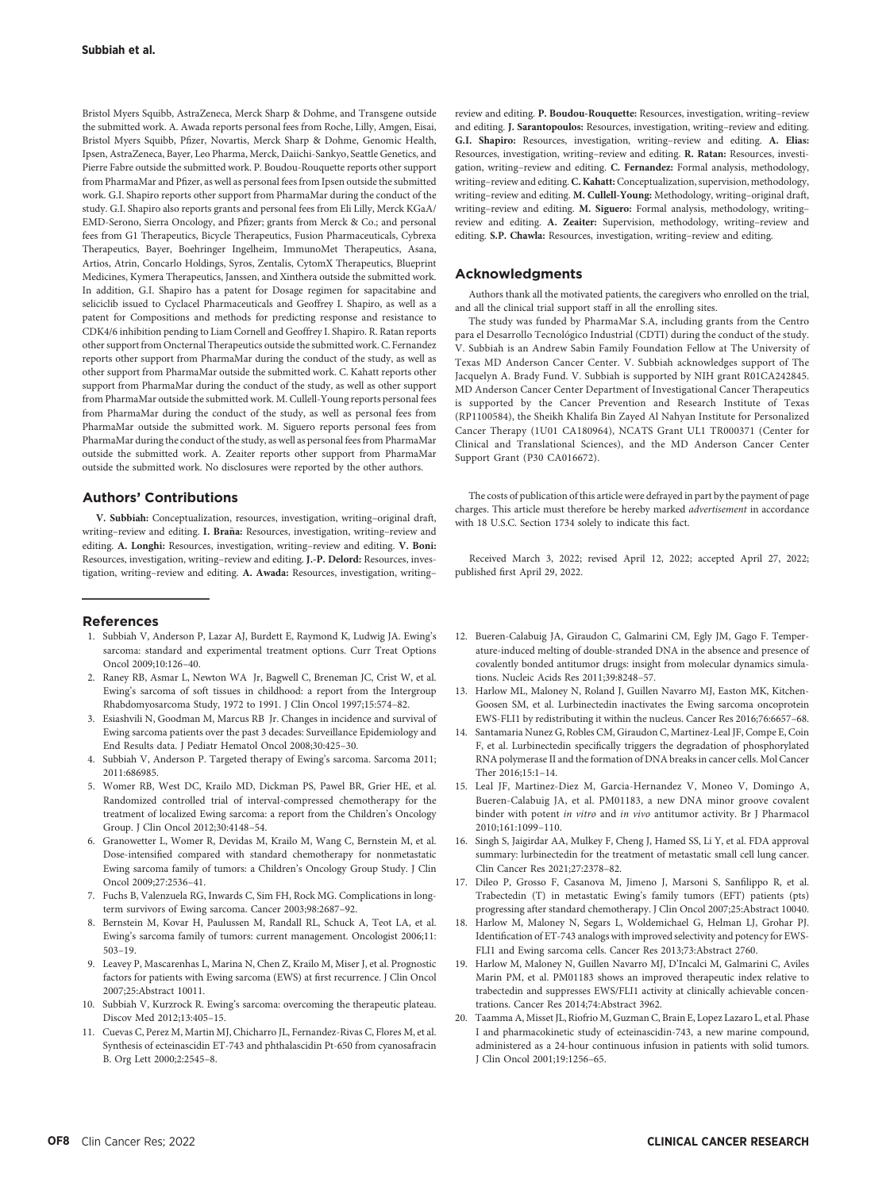Bristol Myers Squibb, AstraZeneca, Merck Sharp & Dohme, and Transgene outside the submitted work. A. Awada reports personal fees from Roche, Lilly, Amgen, Eisai, Bristol Myers Squibb, Pfizer, Novartis, Merck Sharp & Dohme, Genomic Health, Ipsen, AstraZeneca, Bayer, Leo Pharma, Merck, Daiichi-Sankyo, Seattle Genetics, and Pierre Fabre outside the submitted work. P. Boudou-Rouquette reports other support from PharmaMar and Pfizer, as well as personal fees from Ipsen outside the submitted work. G.I. Shapiro reports other support from PharmaMar during the conduct of the study. G.I. Shapiro also reports grants and personal fees from Eli Lilly, Merck KGaA/EMD-Serono, Sierra Oncology, and Pfizer; grants from Merck & Co.; and personal fees from G1 Therapeutics, Bicycle Therapeutics, Fusion Pharmaceuticals, Cybrexa Therapeutics, Bayer, Boehringer Ingelheim, ImmunoMet Therapeutics, Asana, Artios, Atrin, Concarlo Holdings, Syros, Zentalis, CytomX Therapeutics, Blueprint Medicines, Kymera Therapeutics, Janssen, and Xinthera outside the submitted work. In addition, G.I. Shapiro has a patent for Dosage regimen for sapacitabine and seliciclib issued to Cyclacel Pharmaceuticals and Geoffrey I. Shapiro, as well as a patent for Compositions and methods for predicting response and resistance to CDK4/6 inhibition pending to Liam Cornell and Geoffrey I. Shapiro. R. Ratan reports other support from Oncternal Therapeutics outside the submitted work. C. Fernandez reports other support from PharmaMar during the conduct of the study, as well as other support from PharmaMar outside the submitted work. C. Kahatt reports other support from PharmaMar during the conduct of the study, as well as other support from PharmaMar outside the submitted work. M. Cullell-Young reports personal fees from PharmaMar during the conduct of the study, as well as personal fees from PharmaMar outside the submitted work. M. Siguero reports personal fees from PharmaMar during the conduct of the study, as well as personal fees from PharmaMar outside the submitted work. A. Zeaiter reports other support from PharmaMar outside the submitted work. No disclosures were reported by the other authors.

## Authors' Contributions

**V. Subbiah:** Conceptualization, resources, investigation, writing–original draft, writing–review and editing. **I. Braña:** Resources, investigation, writing–review and editing. **A. Longhi:** Resources, investigation, writing–review and editing. **V. Boni:** Resources, investigation, writing–review and editing. **J.-P. Delord:** Resources, investigation, writing–review and editing. **A. Awada:** Resources, investigation, writing–review and editing. **P. Boudou-Rouquette:** Resources, investigation, writing–review and editing. **J. Sarantopoulos:** Resources, investigation, writing–review and editing. **G.I. Shapiro:** Resources, investigation, writing–review and editing. **A. Elias:** Resources, investigation, writing–review and editing. **R. Ratan:** Resources, investigation, writing–review and editing. **C. Fernandez:** Formal analysis, methodology, writing–review and editing. **C. Kahatt:** Conceptualization, supervision, methodology, writing–review and editing. **M. Cullell-Young:** Methodology, writing–original draft, writing–review and editing. **M. Siguero:** Formal analysis, methodology, writing–review and editing. **A. Zeaiter:** Supervision, methodology, writing–review and editing. **S.P. Chawla:** Resources, investigation, writing–review and editing.

## Acknowledgments

Authors thank all the motivated patients, the caregivers who enrolled on the trial, and all the clinical trial support staff in all the enrolling sites.

The study was funded by PharmaMar S.A, including grants from the Centro para el Desarrollo Tecnológico Industrial (CDTI) during the conduct of the study. V. Subbiah is an Andrew Sabin Family Foundation Fellow at The University of Texas MD Anderson Cancer Center. V. Subbiah acknowledges support of The Jacquelyn A. Brady Fund. V. Subbiah is supported by NIH grant R01CA242845. MD Anderson Cancer Center Department of Investigational Cancer Therapeutics is supported by the Cancer Prevention and Research Institute of Texas (RP1100584), the Sheikh Khalifa Bin Zayed Al Nahyan Institute for Personalized Cancer Therapy (1U01 CA180964), NCATS Grant UL1 TR000371 (Center for Clinical and Translational Sciences), and the MD Anderson Cancer Center Support Grant (P30 CA016672).

The costs of publication of this article were defrayed in part by the payment of page charges. This article must therefore be hereby marked *advertisement* in accordance with 18 U.S.C. Section 1734 solely to indicate this fact.

Received March 3, 2022; revised April 12, 2022; accepted April 27, 2022; published first April 29, 2022.

## References

1. Subbiah V, Anderson P, Lazar AJ, Burdett E, Raymond K, Ludwig JA. Ewing's sarcoma: standard and experimental treatment options. Curr Treat Options Oncol 2009;10:126–40.
2. Raney RB, Asmar L, Newton WA Jr, Bagwell C, Breneman JC, Crist W, et al. Ewing's sarcoma of soft tissues in childhood: a report from the Intergroup Rhabdomyosarcoma Study, 1972 to 1991. J Clin Oncol 1997;15:574–82.
3. Esiashvili N, Goodman M, Marcus RB Jr. Changes in incidence and survival of Ewing sarcoma patients over the past 3 decades: Surveillance Epidemiology and End Results data. J Pediatr Hematol Oncol 2008;30:425–30.
4. Subbiah V, Anderson P. Targeted therapy of Ewing's sarcoma. Sarcoma 2011; 2011:686985.
5. Womer RB, West DC, Krailo MD, Dickman PS, Pawel BR, Grier HE, et al. Randomized controlled trial of interval-compressed chemotherapy for the treatment of localized Ewing sarcoma: a report from the Children's Oncology Group. J Clin Oncol 2012;30:4148–54.
6. Granowetter L, Womer R, Devidas M, Krailo M, Wang C, Bernstein M, et al. Dose-intensified compared with standard chemotherapy for nonmetastatic Ewing sarcoma family of tumors: a Children's Oncology Group Study. J Clin Oncol 2009;27:2536–41.
7. Fuchs B, Valenzuela RG, Inwards C, Sim FH, Rock MG. Complications in long-term survivors of Ewing sarcoma. Cancer 2003;98:2687–92.
8. Bernstein M, Kovar H, Paulussen M, Randall RL, Schuck A, Teot LA, et al. Ewing's sarcoma family of tumors: current management. Oncologist 2006;11: 503–19.
9. Leavey P, Mascarenhas L, Marina N, Chen Z, Krailo M, Miser J, et al. Prognostic factors for patients with Ewing sarcoma (EWS) at first recurrence. J Clin Oncol 2007;25:Abstract 10011.
10. Subbiah V, Kurzrock R. Ewing's sarcoma: overcoming the therapeutic plateau. Discov Med 2012;13:405–15.
11. Cuevas C, Perez M, Martin MJ, Chicharro JL, Fernandez-Rivas C, Flores M, et al. Synthesis of ecteinascidin ET-743 and phthalascidin Pt-650 from cyanosafracin B. Org Lett 2000;2:2545–8.
12. Bueren-Calabuig JA, Giraudon C, Galmarini CM, Egly JM, Gago F. Temperature-induced melting of double-stranded DNA in the absence and presence of covalently bonded antitumor drugs: insight from molecular dynamics simulations. Nucleic Acids Res 2011;39:8248–57.
13. Harlow ML, Maloney N, Roland J, Guillen Navarro MJ, Easton MK, Kitchen-Goosen SM, et al. Lurbinectedin inactivates the Ewing sarcoma oncoprotein EWS-FLI1 by redistributing it within the nucleus. Cancer Res 2016;76:6657–68.
14. Santamaria Nunez G, Robles CM, Giraudon C, Martinez-Leal JF, Compe E, Coin F, et al. Lurbinectedin specifically triggers the degradation of phosphorylated RNA polymerase II and the formation of DNA breaks in cancer cells. Mol Cancer Ther 2016;15:1–14.
15. Leal JF, Martinez-Diez M, Garcia-Hernandez V, Moneo V, Domingo A, Bueren-Calabuig JA, et al. PM01183, a new DNA minor groove covalent binder with potent *in vitro* and *in vivo* antitumor activity. Br J Pharmacol 2010;161:1099–110.
16. Singh S, Jaigirdar AA, Mulkey F, Cheng J, Hamed SS, Li Y, et al. FDA approval summary: lurbinectedin for the treatment of metastatic small cell lung cancer. Clin Cancer Res 2021;27:2378–82.
17. Dileo P, Grosso F, Casanova M, Jimeno J, Marsoni S, Sanfilippo R, et al. Trabectedin (T) in metastatic Ewing's family tumors (EFT) patients (pts) progressing after standard chemotherapy. J Clin Oncol 2007;25:Abstract 10040.
18. Harlow M, Maloney N, Segars L, Woldemichael G, Helman LJ, Grohar PJ. Identification of ET-743 analogs with improved selectivity and potency for EWS-FLI1 and Ewing sarcoma cells. Cancer Res 2013;73:Abstract 2760.
19. Harlow M, Maloney N, Guillen Navarro MJ, D'Incalci M, Galmarini C, Aviles Marin PM, et al. PM01183 shows an improved therapeutic index relative to trabectedin and suppresses EWS/FLI1 activity at clinically achievable concentrations. Cancer Res 2014;74:Abstract 3962.
20. Taamma A, Misset JL, Riofrio M, Guzman C, Brain E, Lopez Lazaro L, et al. Phase I and pharmacokinetic study of ecteinascidin-743, a new marine compound, administered as a 24-hour continuous infusion in patients with solid tumors. J Clin Oncol 2001;19:1256–65.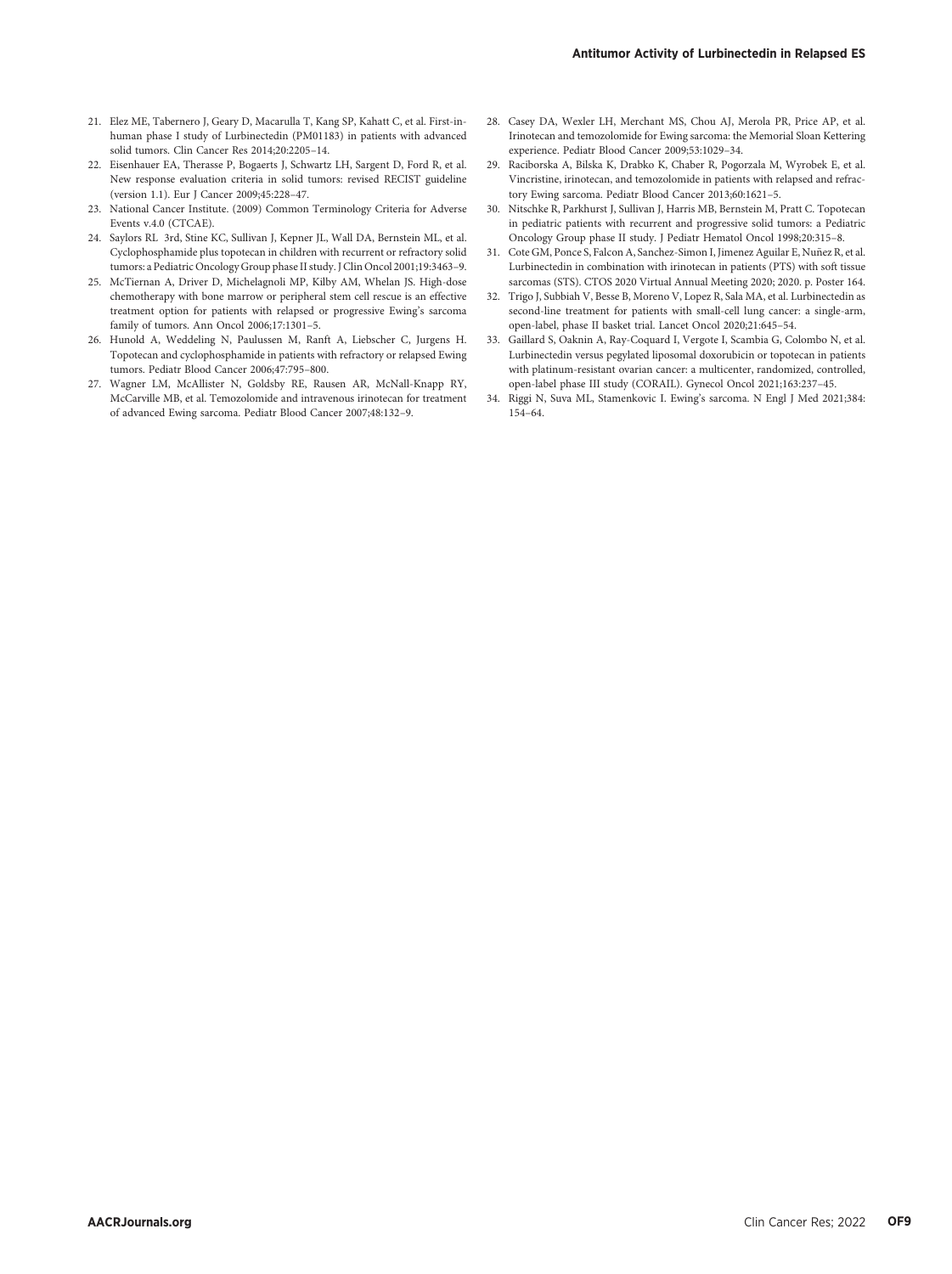21. Elez ME, Tabernero J, Geary D, Macarulla T, Kang SP, Kahatt C, et al. First-in-human phase I study of Lurbinectedin (PM01183) in patients with advanced solid tumors. Clin Cancer Res 2014;20:2205–14.
22. Eisenhauer EA, Therasse P, Bogaerts J, Schwartz LH, Sargent D, Ford R, et al. New response evaluation criteria in solid tumors: revised RECIST guideline (version 1.1). Eur J Cancer 2009;45:228–47.
23. National Cancer Institute. (2009) Common Terminology Criteria for Adverse Events v.4.0 (CTCAE).
24. Saylors RL 3rd, Stine KC, Sullivan J, Kepner JL, Wall DA, Bernstein ML, et al. Cyclophosphamide plus topotecan in children with recurrent or refractory solid tumors: a Pediatric Oncology Group phase II study. J Clin Oncol 2001;19:3463–9.
25. McTiernan A, Driver D, Michelagnoli MP, Kilby AM, Whelan JS. High-dose chemotherapy with bone marrow or peripheral stem cell rescue is an effective treatment option for patients with relapsed or progressive Ewing's sarcoma family of tumors. Ann Oncol 2006;17:1301–5.
26. Hunold A, Weddeling N, Paulussen M, Ranft A, Liebscher C, Jurgens H. Topotecan and cyclophosphamide in patients with refractory or relapsed Ewing tumors. Pediatr Blood Cancer 2006;47:795–800.
27. Wagner LM, McAllister N, Goldsby RE, Rausen AR, McNall-Knapp RY, McCarville MB, et al. Temozolomide and intravenous irinotecan for treatment of advanced Ewing sarcoma. Pediatr Blood Cancer 2007;48:132–9.
28. Casey DA, Wexler LH, Merchant MS, Chou AJ, Merola PR, Price AP, et al. Irinotecan and temozolomide for Ewing sarcoma: the Memorial Sloan Kettering experience. Pediatr Blood Cancer 2009;53:1029–34.
29. Raciborska A, Bilska K, Drabko K, Chaber R, Pogorzala M, Wyrobek E, et al. Vincristine, irinotecan, and temozolomide in patients with relapsed and refractory Ewing sarcoma. Pediatr Blood Cancer 2013;60:1621–5.
30. Nitschke R, Parkhurst J, Sullivan J, Harris MB, Bernstein M, Pratt C. Topotecan in pediatric patients with recurrent and progressive solid tumors: a Pediatric Oncology Group phase II study. J Pediatr Hematol Oncol 1998;20:315–8.
31. Cote GM, Ponce S, Falcon A, Sanchez-Simon I, Jimenez Aguilar E, Nuñez R, et al. Lurbinectedin in combination with irinotecan in patients (PTS) with soft tissue sarcomas (STS). CTOS 2020 Virtual Annual Meeting 2020; 2020. p. Poster 164.
32. Trigo J, Subbiah V, Besse B, Moreno V, Lopez R, Sala MA, et al. Lurbinectedin as second-line treatment for patients with small-cell lung cancer: a single-arm, open-label, phase II basket trial. Lancet Oncol 2020;21:645–54.
33. Gaillard S, Oaknin A, Ray-Coquard I, Vergote I, Scambia G, Colombo N, et al. Lurbinectedin versus pegylated liposomal doxorubicin or topotecan in patients with platinum-resistant ovarian cancer: a multicenter, randomized, controlled, open-label phase III study (CORAIL). Gynecol Oncol 2021;163:237–45.
34. Riggi N, Suva ML, Stamenkovic I. Ewing's sarcoma. N Engl J Med 2021;384: 154–64.